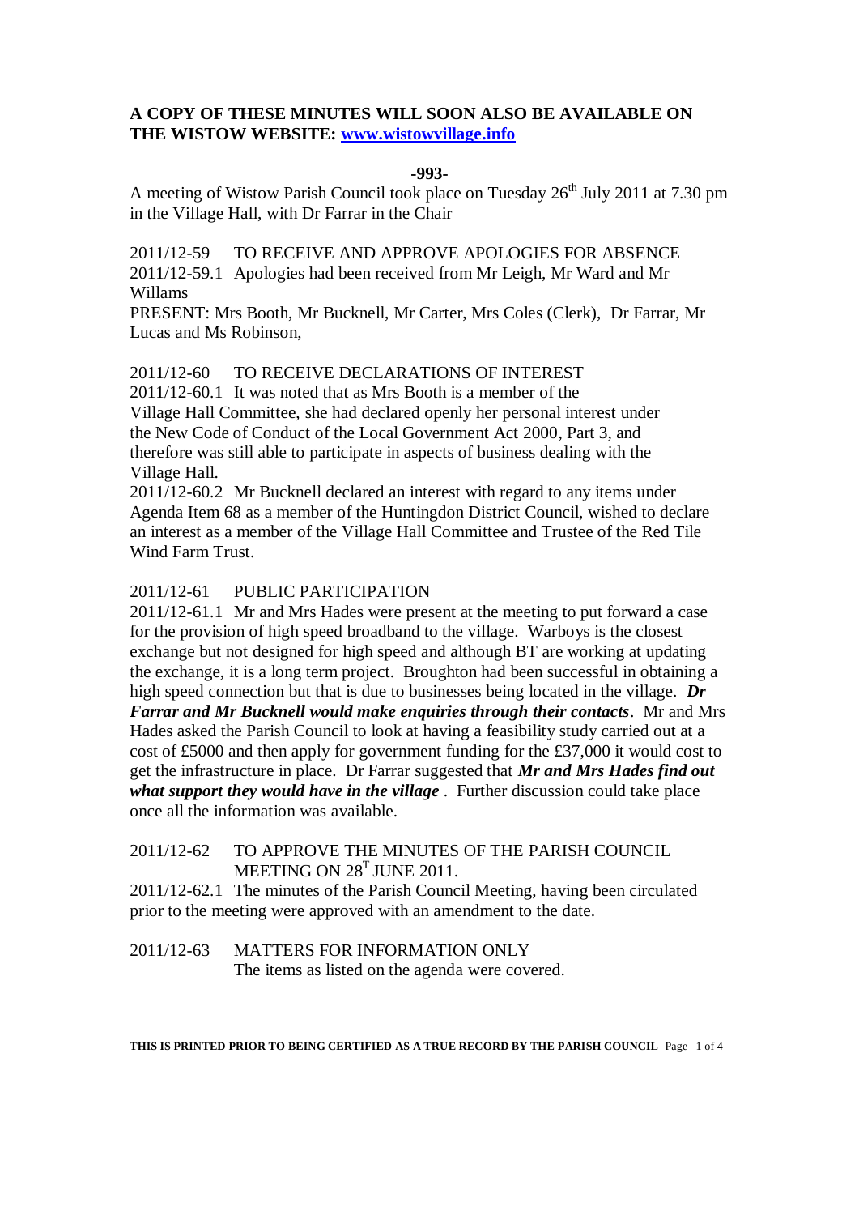**A COPY OF THESE MINUTES WILL SOON ALSO BE AVAILABLE ON THE WISTOW WEBSITE: [www.wistowvillage.info](http://www.wistowvillage.info)**

**-993-**

A meeting of Wistow Parish Council took place on Tuesday 26th July 2011 at 7.30 pm in the Village Hall, with Dr Farrar in the Chair

2011/12-59 TO RECEIVE AND APPROVE APOLOGIES FOR ABSENCE

2011/12-59.1 Apologies had been received from Mr Leigh, Mr Ward and Mr Willams

PRESENT: Mrs Booth, Mr Bucknell, Mr Carter, Mrs Coles (Clerk), Dr Farrar, Mr Lucas and Ms Robinson,

2011/12-60 TO RECEIVE DECLARATIONS OF INTEREST

2011/12-60.1 It was noted that as Mrs Booth is a member of the Village Hall Committee, she had declared openly her personal interest under the New Code of Conduct of the Local Government Act 2000, Part 3, and therefore was still able to participate in aspects of business dealing with the Village Hall.

2011/12-60.2 Mr Bucknell declared an interest with regard to any items under Agenda Item 68 as a member of the Huntingdon District Council, wished to declare an interest as a member of the Village Hall Committee and Trustee of the Red Tile Wind Farm Trust.

2011/12-61 PUBLIC PARTICIPATION

2011/12-61.1 Mr and Mrs Hades were present at the meeting to put forward a case for the provision of high speed broadband to the village. Warboys is the closest exchange but not designed for high speed and although BT are working at updating the exchange, it is a long term project. Broughton had been successful in obtaining a high speed connection but that is due to businesses being located in the village. ***Dr Farrar and Mr Bucknell would make enquiries through their contacts***. Mr and Mrs Hades asked the Parish Council to look at having a feasibility study carried out at a cost of £5000 and then apply for government funding for the £37,000 it would cost to get the infrastructure in place. Dr Farrar suggested that ***Mr and Mrs Hades find out what support they would have in the village*** . Further discussion could take place once all the information was available.

2011/12-62 TO APPROVE THE MINUTES OF THE PARISH COUNCIL MEETING ON 28T JUNE 2011.

2011/12-62.1 The minutes of the Parish Council Meeting, having been circulated prior to the meeting were approved with an amendment to the date.

2011/12-63 MATTERS FOR INFORMATION ONLY

The items as listed on the agenda were covered.

**THIS IS PRINTED PRIOR TO BEING CERTIFIED AS A TRUE RECORD BY THE PARISH COUNCIL**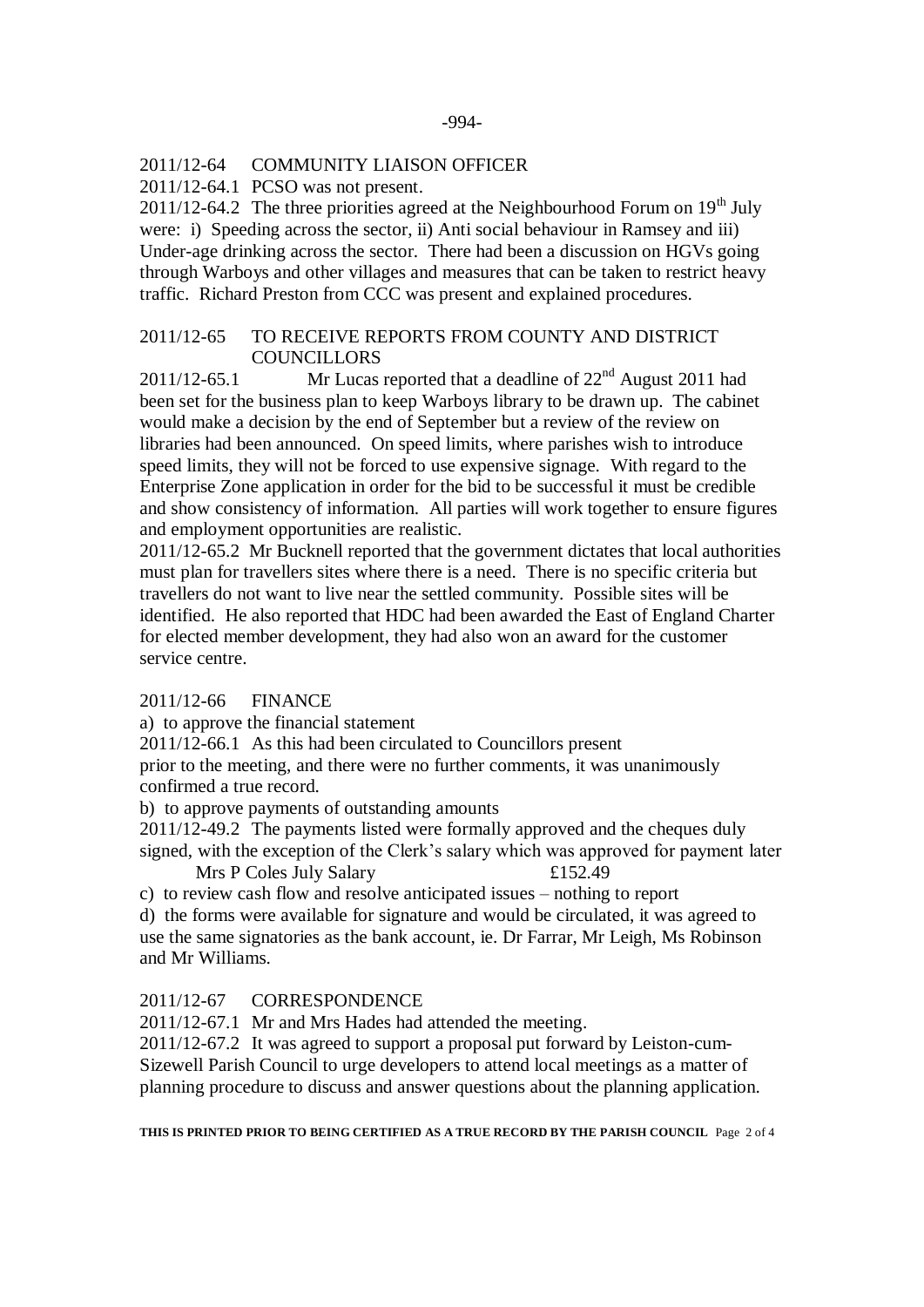2011/12-64 COMMUNITY LIAISON OFFICER

2011/12-64.1 PCSO was not present.

2011/12-64.2 The three priorities agreed at the Neighbourhood Forum on 19th July were: i) Speeding across the sector, ii) Anti social behaviour in Ramsey and iii) Under-age drinking across the sector. There had been a discussion on HGVs going through Warboys and other villages and measures that can be taken to restrict heavy traffic. Richard Preston from CCC was present and explained procedures.

2011/12-65 TO RECEIVE REPORTS FROM COUNTY AND DISTRICT COUNCILLORS

2011/12-65.1 Mr Lucas reported that a deadline of 22nd August 2011 had been set for the business plan to keep Warboys library to be drawn up. The cabinet would make a decision by the end of September but a review of the review on libraries had been announced. On speed limits, where parishes wish to introduce speed limits, they will not be forced to use expensive signage. With regard to the Enterprise Zone application in order for the bid to be successful it must be credible and show consistency of information. All parties will work together to ensure figures and employment opportunities are realistic.

2011/12-65.2 Mr Bucknell reported that the government dictates that local authorities must plan for travellers sites where there is a need. There is no specific criteria but travellers do not want to live near the settled community. Possible sites will be identified. He also reported that HDC had been awarded the East of England Charter for elected member development, they had also won an award for the customer service centre.

2011/12-66 FINANCE

a) to approve the financial statement

2011/12-66.1 As this had been circulated to Councillors present prior to the meeting, and there were no further comments, it was unanimously confirmed a true record.

b) to approve payments of outstanding amounts

2011/12-49.2 The payments listed were formally approved and the cheques duly signed, with the exception of the Clerk's salary which was approved for payment later

Mrs P Coles July Salary £152.49

c) to review cash flow and resolve anticipated issues – nothing to report

d) the forms were available for signature and would be circulated, it was agreed to use the same signatories as the bank account, ie. Dr Farrar, Mr Leigh, Ms Robinson and Mr Williams.

2011/12-67 CORRESPONDENCE

2011/12-67.1 Mr and Mrs Hades had attended the meeting.

2011/12-67.2 It was agreed to support a proposal put forward by Leiston-cum-Sizewell Parish Council to urge developers to attend local meetings as a matter of planning procedure to discuss and answer questions about the planning application.

**THIS IS PRINTED PRIOR TO BEING CERTIFIED AS A TRUE RECORD BY THE PARISH COUNCIL**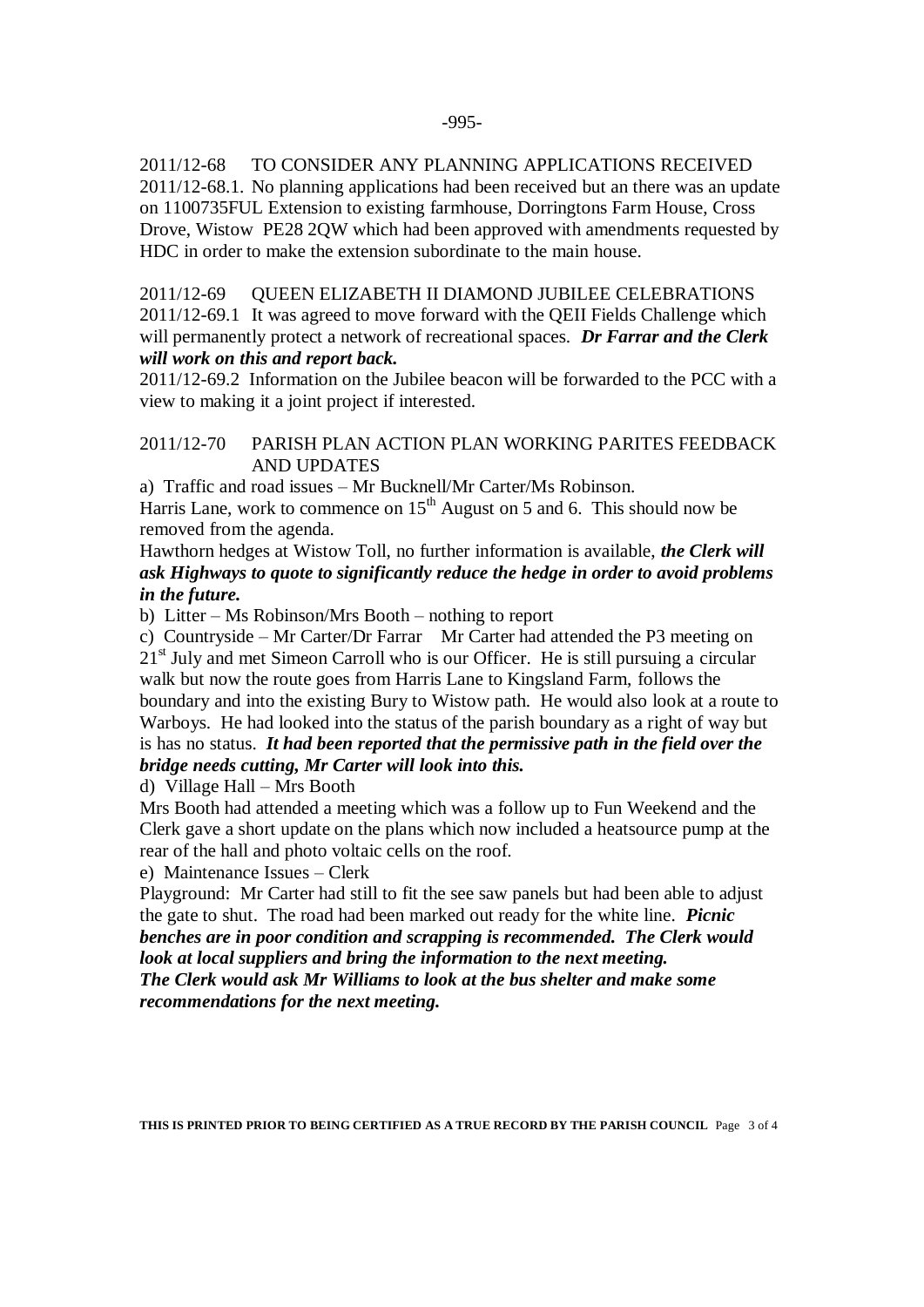2011/12-68 TO CONSIDER ANY PLANNING APPLICATIONS RECEIVED

2011/12-68.1. No planning applications had been received but an there was an update on 1100735FUL Extension to existing farmhouse, Dorringtons Farm House, Cross Drove, Wistow PE28 2QW which had been approved with amendments requested by HDC in order to make the extension subordinate to the main house.

2011/12-69 QUEEN ELIZABETH II DIAMOND JUBILEE CELEBRATIONS

2011/12-69.1 It was agreed to move forward with the QEII Fields Challenge which will permanently protect a network of recreational spaces. ***Dr Farrar and the Clerk will work on this and report back.***

2011/12-69.2 Information on the Jubilee beacon will be forwarded to the PCC with a view to making it a joint project if interested.

2011/12-70 PARISH PLAN ACTION PLAN WORKING PARITES FEEDBACK AND UPDATES

a) Traffic and road issues – Mr Bucknell/Mr Carter/Ms Robinson.

Harris Lane, work to commence on 15th August on 5 and 6. This should now be removed from the agenda.

Hawthorn hedges at Wistow Toll, no further information is available, ***the Clerk will ask Highways to quote to significantly reduce the hedge in order to avoid problems in the future.***

b) Litter – Ms Robinson/Mrs Booth – nothing to report

c) Countryside – Mr Carter/Dr Farrar Mr Carter had attended the P3 meeting on 21st July and met Simeon Carroll who is our Officer. He is still pursuing a circular walk but now the route goes from Harris Lane to Kingsland Farm, follows the boundary and into the existing Bury to Wistow path. He would also look at a route to Warboys. He had looked into the status of the parish boundary as a right of way but is has no status. ***It had been reported that the permissive path in the field over the bridge needs cutting, Mr Carter will look into this.***

d) Village Hall – Mrs Booth

Mrs Booth had attended a meeting which was a follow up to Fun Weekend and the Clerk gave a short update on the plans which now included a heatsource pump at the rear of the hall and photo voltaic cells on the roof.

e) Maintenance Issues – Clerk

Playground: Mr Carter had still to fit the see saw panels but had been able to adjust the gate to shut. The road had been marked out ready for the white line. ***Picnic benches are in poor condition and scrapping is recommended. The Clerk would look at local suppliers and bring the information to the next meeting.***

***The Clerk would ask Mr Williams to look at the bus shelter and make some recommendations for the next meeting.***

**THIS IS PRINTED PRIOR TO BEING CERTIFIED AS A TRUE RECORD BY THE PARISH COUNCIL**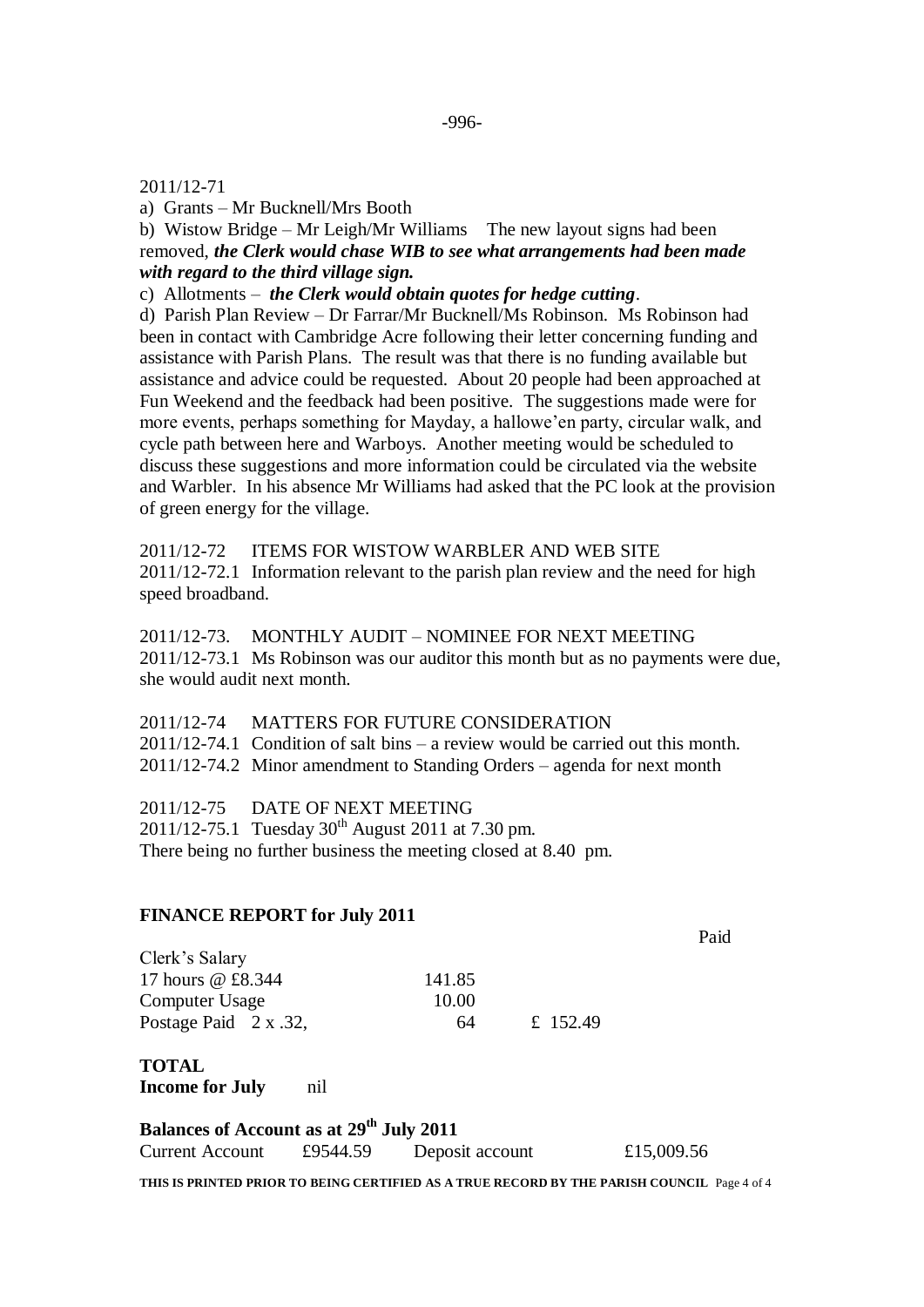2011/12-71

a) Grants – Mr Bucknell/Mrs Booth

b) Wistow Bridge – Mr Leigh/Mr Williams The new layout signs had been removed, ***the Clerk would chase WIB to see what arrangements had been made with regard to the third village sign.***

c) Allotments – ***the Clerk would obtain quotes for hedge cutting***.

d) Parish Plan Review – Dr Farrar/Mr Bucknell/Ms Robinson. Ms Robinson had been in contact with Cambridge Acre following their letter concerning funding and assistance with Parish Plans. The result was that there is no funding available but assistance and advice could be requested. About 20 people had been approached at Fun Weekend and the feedback had been positive. The suggestions made were for more events, perhaps something for Mayday, a hallowe'en party, circular walk, and cycle path between here and Warboys. Another meeting would be scheduled to discuss these suggestions and more information could be circulated via the website and Warbler. In his absence Mr Williams had asked that the PC look at the provision of green energy for the village.

2011/12-72 ITEMS FOR WISTOW WARBLER AND WEB SITE

2011/12-72.1 Information relevant to the parish plan review and the need for high speed broadband.

2011/12-73. MONTHLY AUDIT – NOMINEE FOR NEXT MEETING

2011/12-73.1 Ms Robinson was our auditor this month but as no payments were due, she would audit next month.

2011/12-74 MATTERS FOR FUTURE CONSIDERATION

2011/12-74.1 Condition of salt bins – a review would be carried out this month.

2011/12-74.2 Minor amendment to Standing Orders – agenda for next month

2011/12-75 DATE OF NEXT MEETING

2011/12-75.1 Tuesday 30th August 2011 at 7.30 pm.

There being no further business the meeting closed at 8.40 pm.

**FINANCE REPORT for July 2011**

| | | | Paid |
|---|---|---|---|
| Clerk's Salary | | | |
| 17 hours @ £8.344 | 141.85 | | |
| Computer Usage | 10.00 | | |
| Postage Paid 2 x .32, | 64 | £ 152.49 | |

**TOTAL**

**Income for July** nil

**Balances of Account as at 29th July 2011**

Current Account £9544.59 Deposit account £15,009.56

**THIS IS PRINTED PRIOR TO BEING CERTIFIED AS A TRUE RECORD BY THE PARISH COUNCIL**